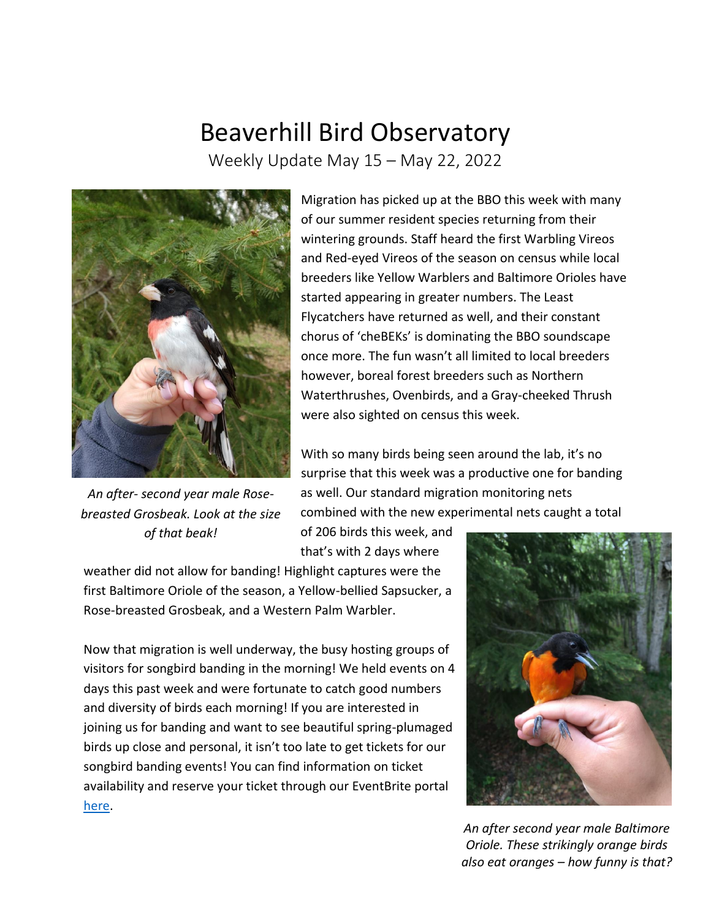# Beaverhill Bird Observatory

Weekly Update May 15 – May 22, 2022

Migration has picked up at the BBO this week with many of our summer resident species returning from their wintering grounds. Staff heard the first Warbling Vireos and Red-eyed Vireos of the season on census while local breeders like Yellow Warblers and Baltimore Orioles have started appearing in greater numbers. The Least Flycatchers have returned as well, and their constant chorus of 'cheBEKs' is dominating the BBO soundscape once more. The fun wasn't all limited to local breeders however, boreal forest breeders such as Northern Waterthrushes, Ovenbirds, and a Gray-cheeked Thrush were also sighted on census this week.

*An after- second year male Rose-breasted Grosbeak. Look at the size of that beak!*

With so many birds being seen around the lab, it's no surprise that this week was a productive one for banding as well. Our standard migration monitoring nets combined with the new experimental nets caught a total of 206 birds this week, and that's with 2 days where weather did not allow for banding! Highlight captures were the first Baltimore Oriole of the season, a Yellow-bellied Sapsucker, a Rose-breasted Grosbeak, and a Western Palm Warbler.

Now that migration is well underway, the busy hosting groups of visitors for songbird banding in the morning! We held events on 4 days this past week and were fortunate to catch good numbers and diversity of birds each morning! If you are interested in joining us for banding and want to see beautiful spring-plumaged birds up close and personal, it isn't too late to get tickets for our songbird banding events! You can find information on ticket availability and reserve your ticket through our EventBrite portal here.

*An after second year male Baltimore Oriole. These strikingly orange birds also eat oranges – how funny is that?*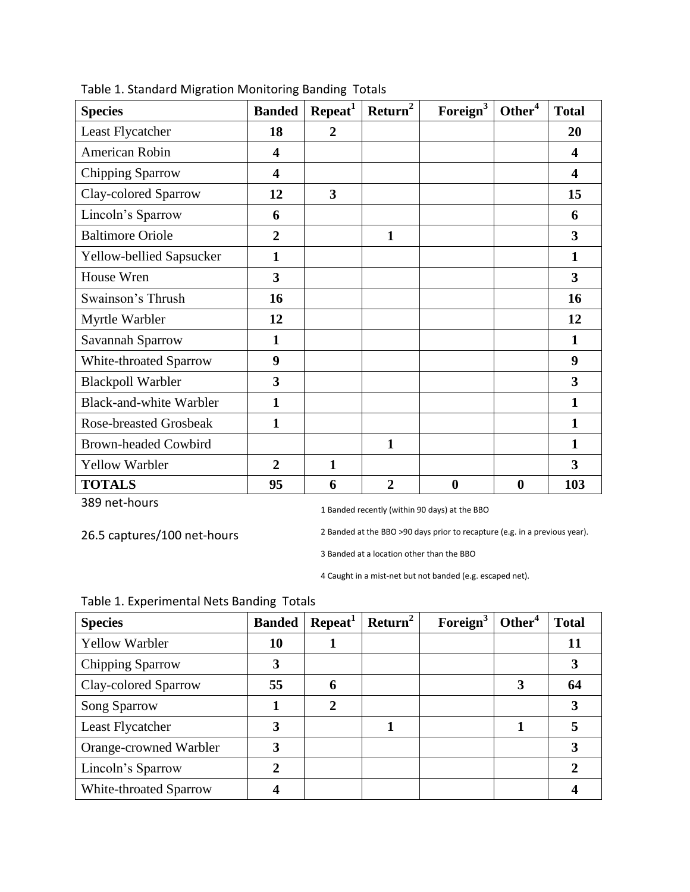Table 1. Standard Migration Monitoring Banding Totals

| Species | Banded | Repeat[1] | Return[2] | Foreign[3] | Other[4] | Total |
|---|---|---|---|---|---|---|
| Least Flycatcher | **18** | **2** | | | | **20** |
| American Robin | **4** | | | | | **4** |
| Chipping Sparrow | **4** | | | | | **4** |
| Clay-colored Sparrow | **12** | **3** | | | | **15** |
| Lincoln's Sparrow | **6** | | | | | **6** |
| Baltimore Oriole | **2** | | **1** | | | **3** |
| Yellow-bellied Sapsucker | **1** | | | | | **1** |
| House Wren | **3** | | | | | **3** |
| Swainson's Thrush | **16** | | | | | **16** |
| Myrtle Warbler | **12** | | | | | **12** |
| Savannah Sparrow | **1** | | | | | **1** |
| White-throated Sparrow | **9** | | | | | **9** |
| Blackpoll Warbler | **3** | | | | | **3** |
| Black-and-white Warbler | **1** | | | | | **1** |
| Rose-breasted Grosbeak | **1** | | | | | **1** |
| Brown-headed Cowbird | | | **1** | | | **1** |
| Yellow Warbler | **2** | **1** | | | | **3** |
| **TOTALS** | **95** | **6** | **2** | **0** | **0** | **103** |

389 net-hours

26.5 captures/100 net-hours

1 Banded recently (within 90 days) at the BBO

2 Banded at the BBO >90 days prior to recapture (e.g. in a previous year).

3 Banded at a location other than the BBO

4 Caught in a mist-net but not banded (e.g. escaped net).

Table 1. Experimental Nets Banding Totals

| Species | Banded | Repeat[1] | Return[2] | Foreign[3] | Other[4] | Total |
|---|---|---|---|---|---|---|
| Yellow Warbler | **10** | **1** | | | | **11** |
| Chipping Sparrow | **3** | | | | | **3** |
| Clay-colored Sparrow | **55** | **6** | | | **3** | **64** |
| Song Sparrow | **1** | **2** | | | | **3** |
| Least Flycatcher | **3** | | **1** | | **1** | **5** |
| Orange-crowned Warbler | **3** | | | | | **3** |
| Lincoln's Sparrow | **2** | | | | | **2** |
| White-throated Sparrow | **4** | | | | | **4** |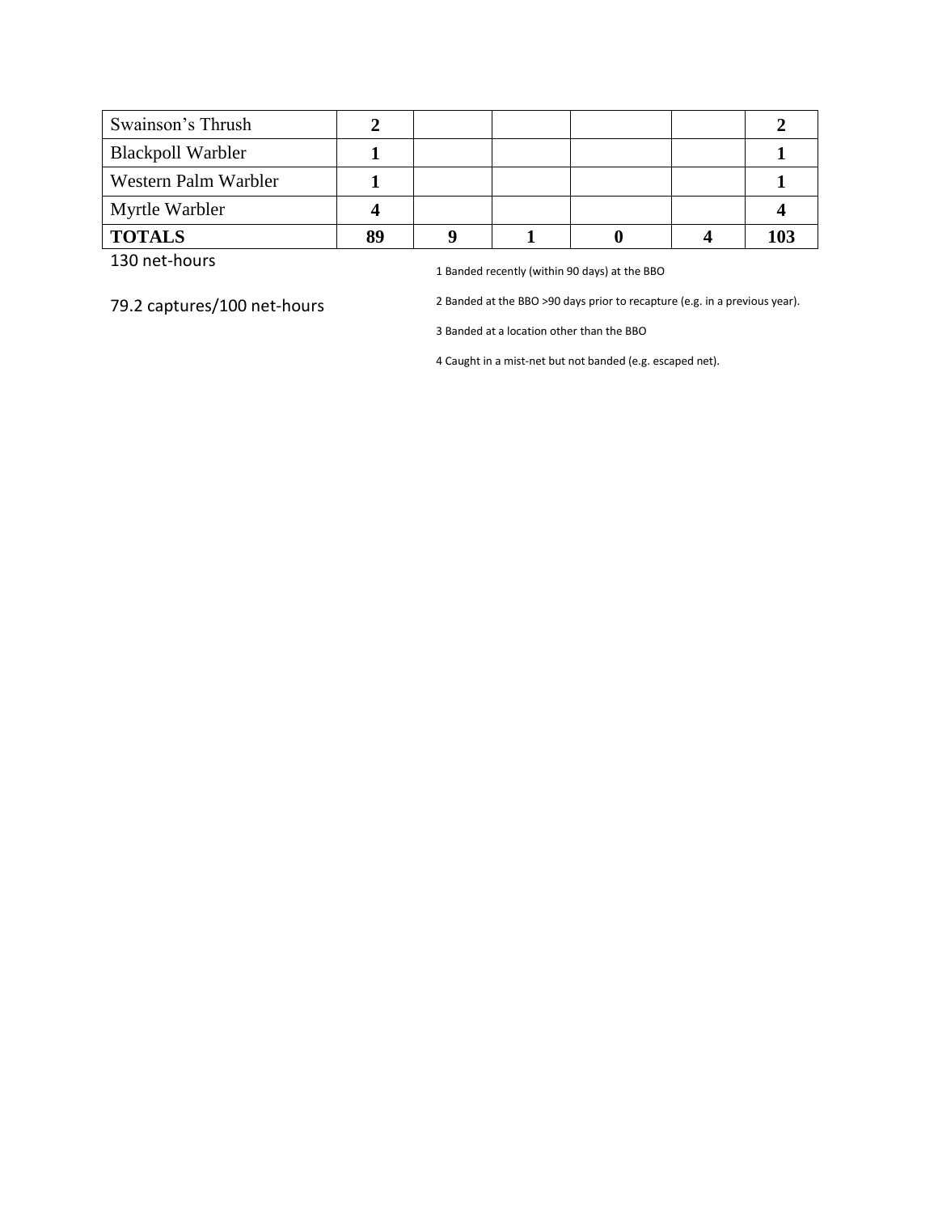| | | | | | | |
|---|---|---|---|---|---|---|
| Swainson’s Thrush | **2** | | | | | **2** |
| Blackpoll Warbler | **1** | | | | | **1** |
| Western Palm Warbler | **1** | | | | | **1** |
| Myrtle Warbler | **4** | | | | | **4** |
| **TOTALS** | **89** | **9** | **1** | **0** | **4** | **103** |

130 net-hours

79.2 captures/100 net-hours

1 Banded recently (within 90 days) at the BBO

2 Banded at the BBO >90 days prior to recapture (e.g. in a previous year).

3 Banded at a location other than the BBO

4 Caught in a mist-net but not banded (e.g. escaped net).